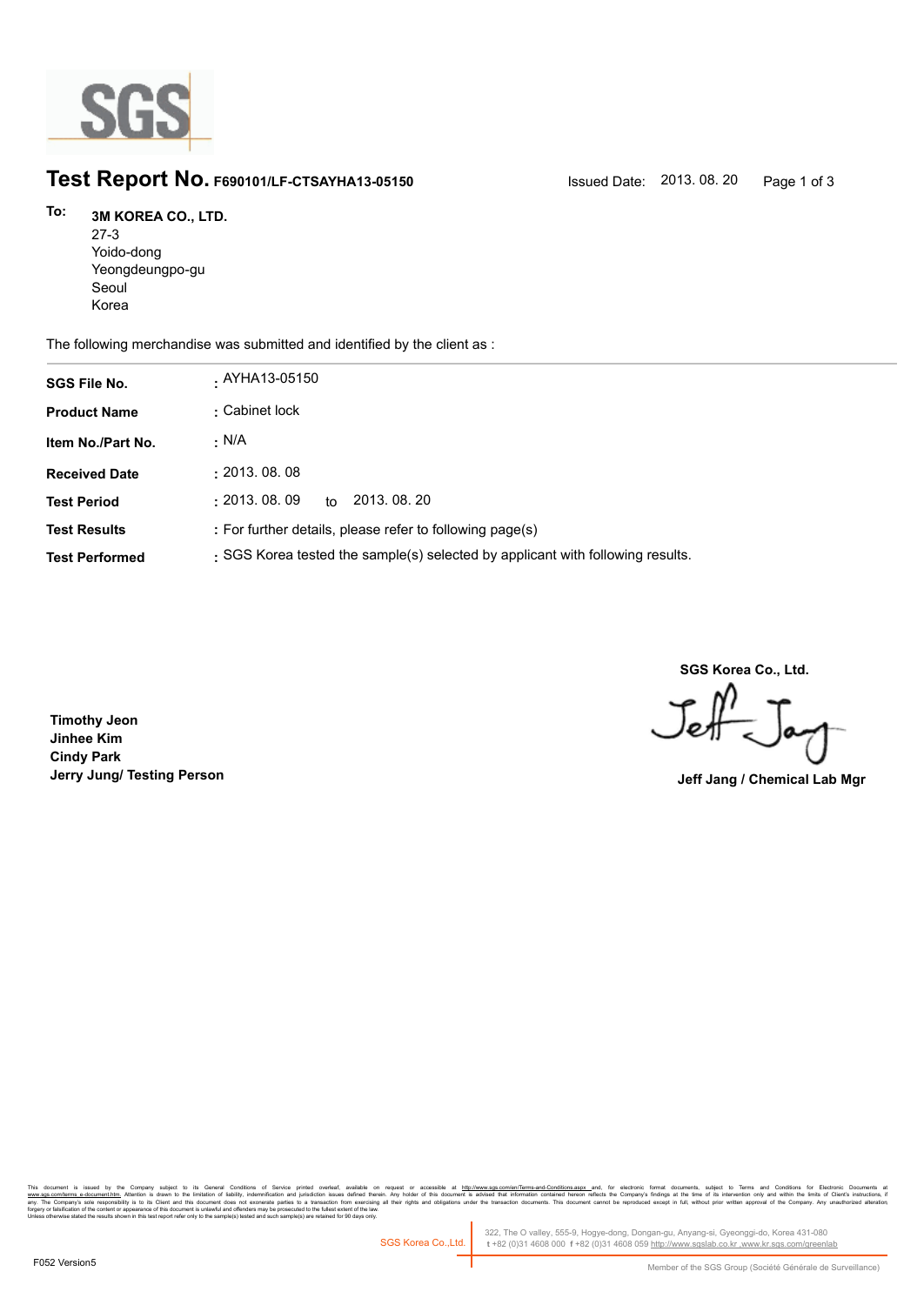SGS

# Test Report No. F690101/LF-CTSAYHA13-05150

Issued Date: 2013. 08. 20

**To:** **3M KOREA CO., LTD.**
27-3
Yoido-dong
Yeongdeungpo-gu
Seoul
Korea

The following merchandise was submitted and identified by the client as :

| | |
|---|---|
| **SGS File No.** | : AYHA13-05150 |
| **Product Name** | : Cabinet lock |
| **Item No./Part No.** | : N/A |
| **Received Date** | : 2013. 08. 08 |
| **Test Period** | : 2013. 08. 09 to 2013. 08. 20 |
| **Test Results** | : For further details, please refer to following page(s) |
| **Test Performed** | : SGS Korea tested the sample(s) selected by applicant with following results. |

**SGS Korea Co., Ltd.**

**Timothy Jeon**
**Jinhee Kim**
**Cindy Park**
**Jerry Jung/ Testing Person**

Jeff Jang

**Jeff Jang / Chemical Lab Mgr**

This document is issued by the Company subject to its General Conditions of Service printed overleaf, available on request or accessible at http://www.sgs.com/en/Terms-and-Conditions.aspx and, for electronic format documents, subject to Terms and Conditions for Electronic Documents at www.sgs.com/terms_e-document.htm. Attention is drawn to the limitation of liability, indemnification and jurisdiction issues defined therein. Any holder of this document is advised that information contained hereon reflects the Company's findings at the time of its intervention only and within the limits of Client's instructions, if any. The Company's sole responsibility is to its Client and this document does not exonerate parties to a transaction from exercising all their rights and obligations under the transaction documents. This document cannot be reproduced except in full, without prior written approval of the Company. Any unauthorized alteration, forgery or falsification of the content or appearance of this document is unlawful and offenders may be prosecuted to the fullest extent of the law.
Unless otherwise stated the results shown in this test report refer only to the sample(s) tested and such sample(s) are retained for 90 days only.

SGS Korea Co.,Ltd. | 322, The O valley, 555-9, Hogye-dong, Dongan-gu, Anyang-si, Gyeonggi-do, Korea 431-080
t +82 (0)31 4608 000 f +82 (0)31 4608 059 http://www.sgslab.co.kr ,www.kr.sgs.com/greenlab

F052 Version5

Member of the SGS Group (Société Générale de Surveillance)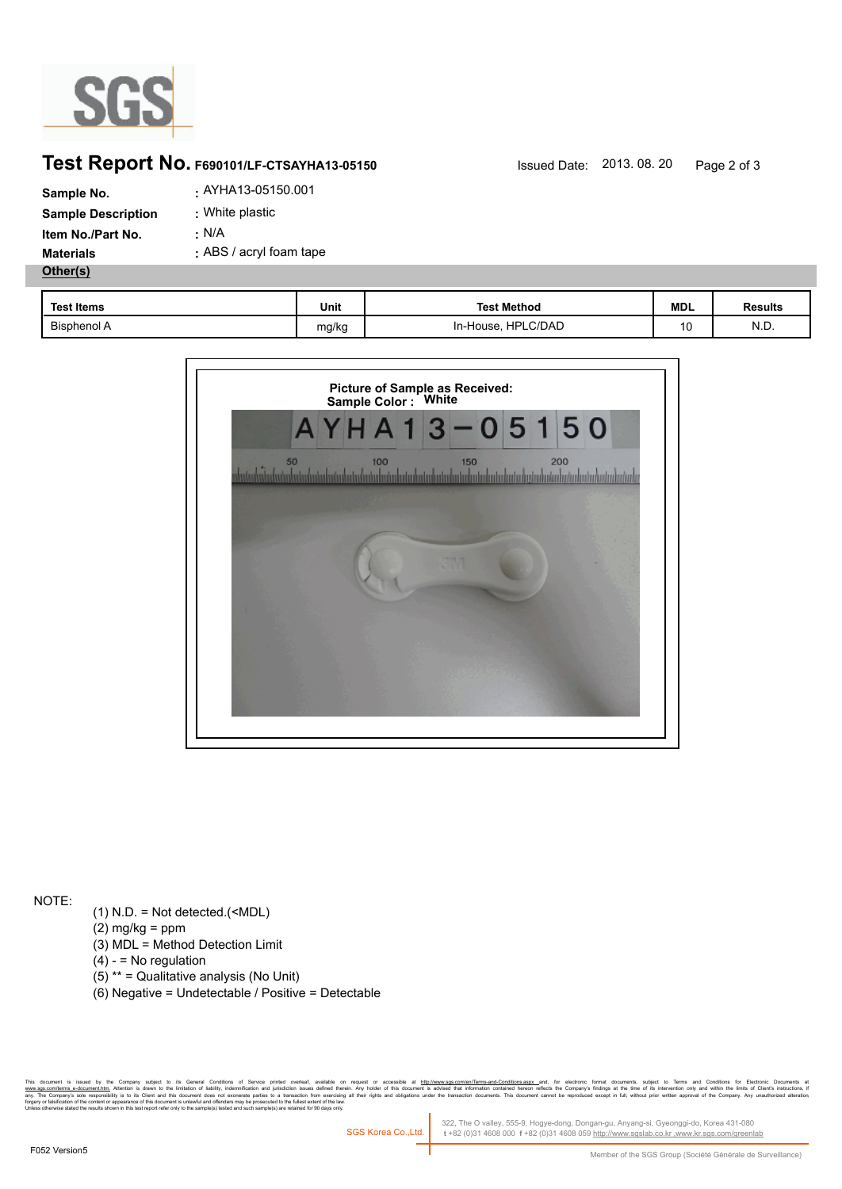# Test Report No. F690101/LF-CTSAYHA13-05150

Issued Date: 2013. 08. 20

**Sample No.** : AYHA13-05150.001

**Sample Description** : White plastic

**Item No./Part No.** : N/A

**Materials** : ABS / acryl foam tape

**Other(s)**

| Test Items | Unit | Test Method | MDL | Results |
|---|---|---|---|---|
| Bisphenol A | mg/kg | In-House, HPLC/DAD | 10 | N.D. |

**Picture of Sample as Received:**
**Sample Color : White**

AYHA13-05150

NOTE:

(1) N.D. = Not detected.(<MDL)
(2) mg/kg = ppm
(3) MDL = Method Detection Limit
(4) - = No regulation
(5) ** = Qualitative analysis (No Unit)
(6) Negative = Undetectable / Positive = Detectable

This document is issued by the Company subject to its General Conditions of Service printed overleaf, available on request or accessible at http://www.sgs.com/en/Terms-and-Conditions.aspx and, for electronic format documents, subject to Terms and Conditions for Electronic Documents at www.sgs.com/terms_e-document.htm. Attention is drawn to the limitation of liability, indemnification and jurisdiction issues defined therein. Any holder of this document is advised that information contained hereon reflects the Company's findings at the time of its intervention only and within the limits of Client's instructions, if any. The Company's sole responsibility is to its Client and this document does not exonerate parties to a transaction from exercising all their rights and obligations under the transaction documents. This document cannot be reproduced except in full, without prior written approval of the Company. Any unauthorized alteration, forgery or falsification of the content or appearance of this document is unlawful and offenders may be prosecuted to the fullest extent of the law.
Unless otherwise stated the results shown in this test report refer only to the sample(s) tested and such sample(s) are retained for 90 days only.

SGS Korea Co.,Ltd. 322, The O valley, 555-9, Hogye-dong, Dongan-gu, Anyang-si, Gyeonggi-do, Korea 431-080
t +82 (0)31 4608 000 f +82 (0)31 4608 059 http://www.sgslab.co.kr ,www.kr.sgs.com/greenlab

F052 Version5

Member of the SGS Group (Société Générale de Surveillance)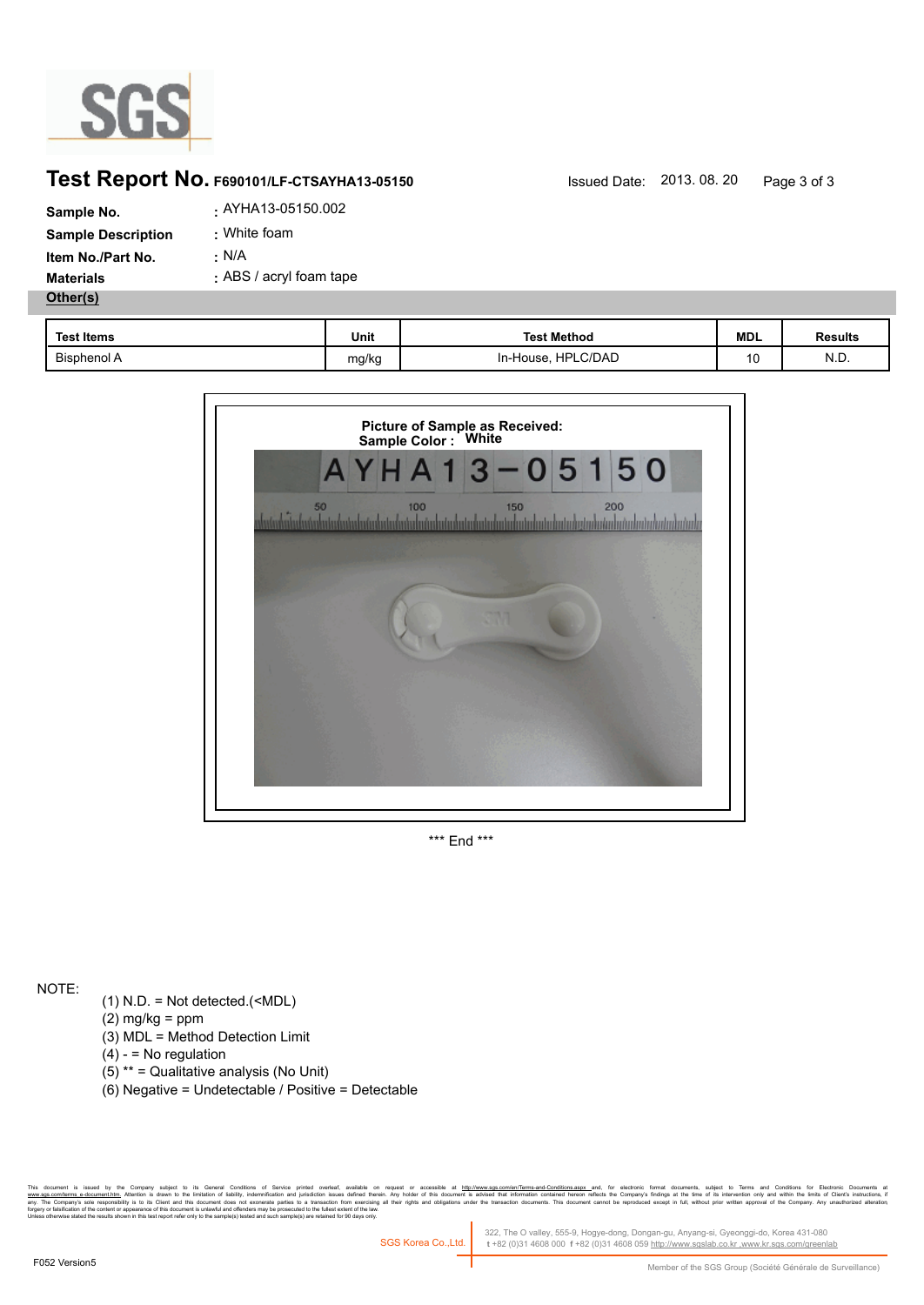# Test Report No. F690101/LF-CTSAYHA13-05150

Issued Date: 2013. 08. 20

**Sample No.** : AYHA13-05150.002
**Sample Description** : White foam
**Item No./Part No.** : N/A
**Materials** : ABS / acryl foam tape

**Other(s)**

| Test Items | Unit | Test Method | MDL | Results |
|---|---|---|---|---|
| Bisphenol A | mg/kg | In-House, HPLC/DAD | 10 | N.D. |

**Picture of Sample as Received:**
**Sample Color : White**

*** End ***

NOTE:

(1) N.D. = Not detected.(<MDL)
(2) mg/kg = ppm
(3) MDL = Method Detection Limit
(4) - = No regulation
(5) ** = Qualitative analysis (No Unit)
(6) Negative = Undetectable / Positive = Detectable

This document is issued by the Company subject to its General Conditions of Service printed overleaf, available on request or accessible at http://www.sgs.com/en/Terms-and-Conditions.aspx and, for electronic format documents, subject to Terms and Conditions for Electronic Documents at www.sgs.com/terms_e-document.htm. Attention is drawn to the limitation of liability, indemnification and jurisdiction issues defined therein. Any holder of this document is advised that information contained hereon reflects the Company's findings at the time of its intervention only and within the limits of Client's instructions, if any. The Company's sole responsibility is to its Client and this document does not exonerate parties to a transaction from exercising all their rights and obligations under the transaction documents. This document cannot be reproduced except in full, without prior written approval of the Company. Any unauthorized alteration, forgery or falsification of the content or appearance of this document is unlawful and offenders may be prosecuted to the fullest extent of the law.
Unless otherwise stated the results shown in this test report refer only to the sample(s) tested and such sample(s) are retained for 90 days only.

SGS Korea Co.,Ltd. 322, The O valley, 555-9, Hogye-dong, Dongan-gu, Anyang-si, Gyeonggi-do, Korea 431-080
t +82 (0)31 4608 000 f +82 (0)31 4608 059 http://www.sgslab.co.kr ,www.kr.sgs.com/greenlab

F052 Version5

Member of the SGS Group (Société Générale de Surveillance)